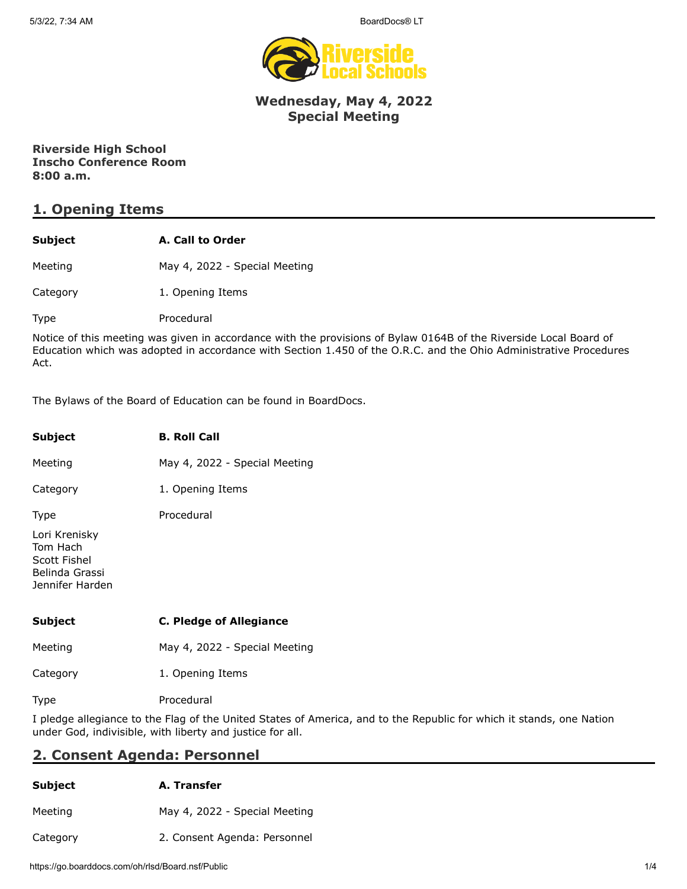# Wednesday, May 4, 2022
# Special Meeting

**Riverside High School**
**Inscho Conference Room**
**8:00 a.m.**

## 1. Opening Items

| | |
|---|---|
| **Subject** | **A. Call to Order** |
| Meeting | May 4, 2022 - Special Meeting |
| Category | 1. Opening Items |
| Type | Procedural |

Notice of this meeting was given in accordance with the provisions of Bylaw 0164B of the Riverside Local Board of Education which was adopted in accordance with Section 1.450 of the O.R.C. and the Ohio Administrative Procedures Act.

The Bylaws of the Board of Education can be found in BoardDocs.

| | |
|---|---|
| **Subject** | **B. Roll Call** |
| Meeting | May 4, 2022 - Special Meeting |
| Category | 1. Opening Items |
| Type | Procedural |

Lori Krenisky
Tom Hach
Scott Fishel
Belinda Grassi
Jennifer Harden

| | |
|---|---|
| **Subject** | **C. Pledge of Allegiance** |
| Meeting | May 4, 2022 - Special Meeting |
| Category | 1. Opening Items |
| Type | Procedural |

I pledge allegiance to the Flag of the United States of America, and to the Republic for which it stands, one Nation under God, indivisible, with liberty and justice for all.

## 2. Consent Agenda: Personnel

| | |
|---|---|
| **Subject** | **A. Transfer** |
| Meeting | May 4, 2022 - Special Meeting |
| Category | 2. Consent Agenda: Personnel |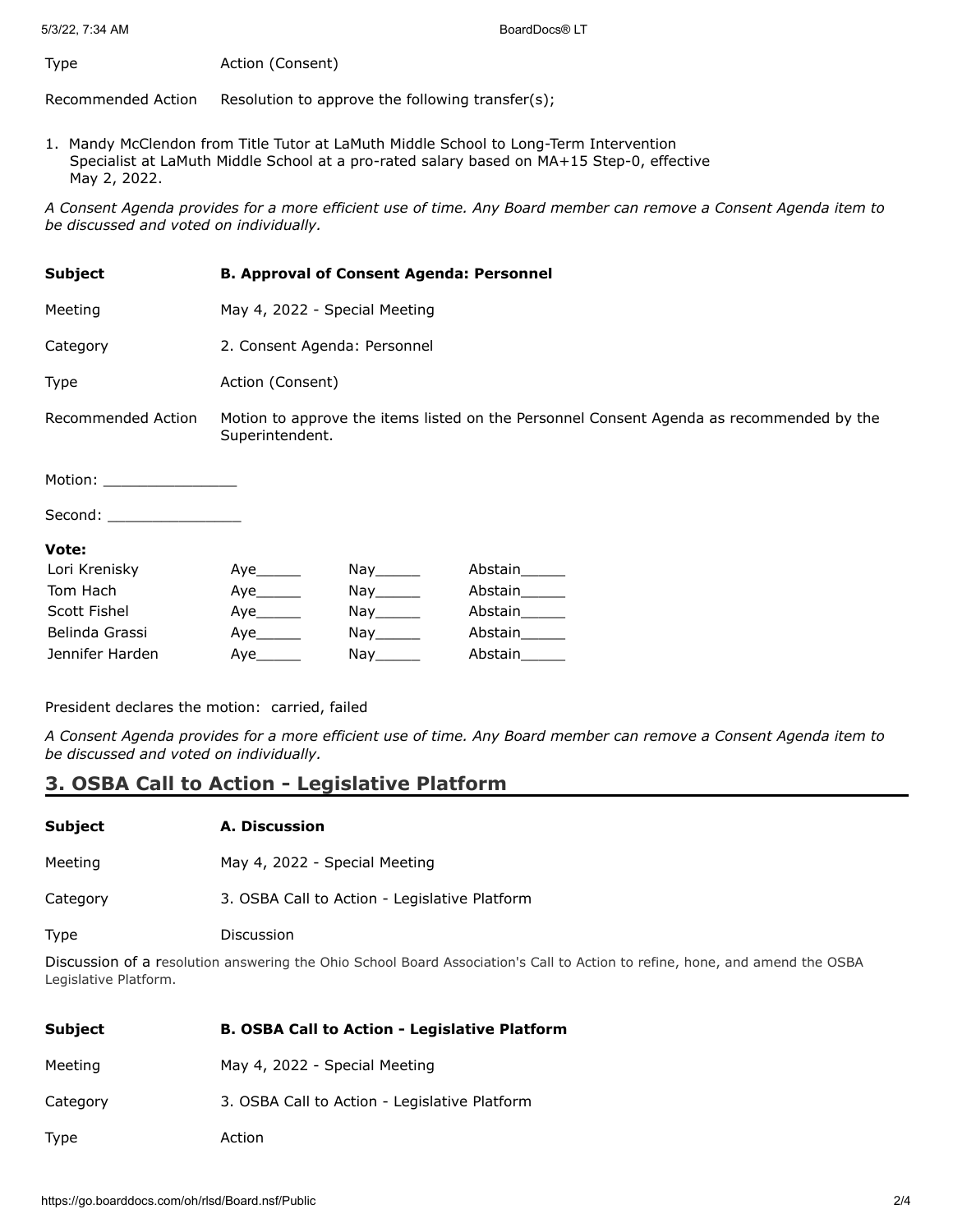| | |
|---|---|
| Type | Action (Consent) |
| Recommended Action | Resolution to approve the following transfer(s); |

1. Mandy McClendon from Title Tutor at LaMuth Middle School to Long-Term Intervention Specialist at LaMuth Middle School at a pro-rated salary based on MA+15 Step-0, effective May 2, 2022.

*A Consent Agenda provides for a more efficient use of time. Any Board member can remove a Consent Agenda item to be discussed and voted on individually.*

| | |
|---|---|
| **Subject** | **B. Approval of Consent Agenda: Personnel** |
| Meeting | May 4, 2022 - Special Meeting |
| Category | 2. Consent Agenda: Personnel |
| Type | Action (Consent) |
| Recommended Action | Motion to approve the items listed on the Personnel Consent Agenda as recommended by the Superintendent. |

Motion: _______________

Second: _______________

**Vote:**

| | | | |
|---|---|---|---|
| Lori Krenisky | Aye_____ | Nay_____ | Abstain_____ |
| Tom Hach | Aye_____ | Nay_____ | Abstain_____ |
| Scott Fishel | Aye_____ | Nay_____ | Abstain_____ |
| Belinda Grassi | Aye_____ | Nay_____ | Abstain_____ |
| Jennifer Harden | Aye_____ | Nay_____ | Abstain_____ |

President declares the motion: carried, failed

*A Consent Agenda provides for a more efficient use of time. Any Board member can remove a Consent Agenda item to be discussed and voted on individually.*

## 3. OSBA Call to Action - Legislative Platform

| | |
|---|---|
| **Subject** | **A. Discussion** |
| Meeting | May 4, 2022 - Special Meeting |
| Category | 3. OSBA Call to Action - Legislative Platform |
| Type | Discussion |

Discussion of a resolution answering the Ohio School Board Association's Call to Action to refine, hone, and amend the OSBA Legislative Platform.

| | |
|---|---|
| **Subject** | **B. OSBA Call to Action - Legislative Platform** |
| Meeting | May 4, 2022 - Special Meeting |
| Category | 3. OSBA Call to Action - Legislative Platform |
| Type | Action |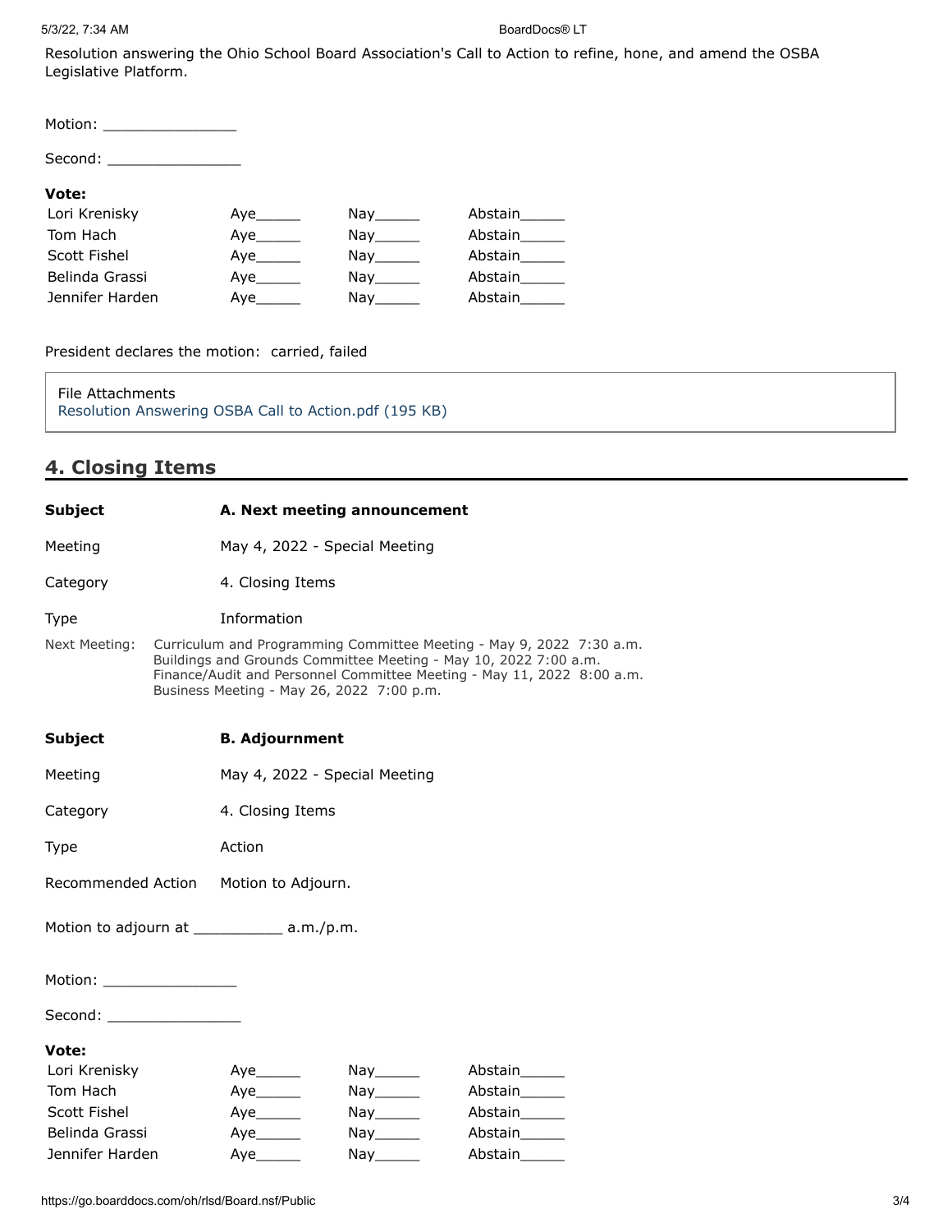Resolution answering the Ohio School Board Association's Call to Action to refine, hone, and amend the OSBA Legislative Platform.

Motion: _______________

Second: _______________

**Vote:**

| | | | |
|---|---|---|---|
| Lori Krenisky | Aye_____ | Nay_____ | Abstain_____ |
| Tom Hach | Aye_____ | Nay_____ | Abstain_____ |
| Scott Fishel | Aye_____ | Nay_____ | Abstain_____ |
| Belinda Grassi | Aye_____ | Nay_____ | Abstain_____ |
| Jennifer Harden | Aye_____ | Nay_____ | Abstain_____ |

President declares the motion: carried, failed

File Attachments
Resolution Answering OSBA Call to Action.pdf (195 KB)

## 4. Closing Items

| | |
|---|---|
| **Subject** | **A. Next meeting announcement** |
| Meeting | May 4, 2022 - Special Meeting |
| Category | 4. Closing Items |
| Type | Information |

Next Meeting: Curriculum and Programming Committee Meeting - May 9, 2022 7:30 a.m.
Buildings and Grounds Committee Meeting - May 10, 2022 7:00 a.m.
Finance/Audit and Personnel Committee Meeting - May 11, 2022 8:00 a.m.
Business Meeting - May 26, 2022 7:00 p.m.

| | |
|---|---|
| **Subject** | **B. Adjournment** |
| Meeting | May 4, 2022 - Special Meeting |
| Category | 4. Closing Items |
| Type | Action |
| Recommended Action | Motion to Adjourn. |

Motion to adjourn at __________ a.m./p.m.

Motion: _______________

Second: _______________

**Vote:**

| | | | |
|---|---|---|---|
| Lori Krenisky | Aye_____ | Nay_____ | Abstain_____ |
| Tom Hach | Aye_____ | Nay_____ | Abstain_____ |
| Scott Fishel | Aye_____ | Nay_____ | Abstain_____ |
| Belinda Grassi | Aye_____ | Nay_____ | Abstain_____ |
| Jennifer Harden | Aye_____ | Nay_____ | Abstain_____ |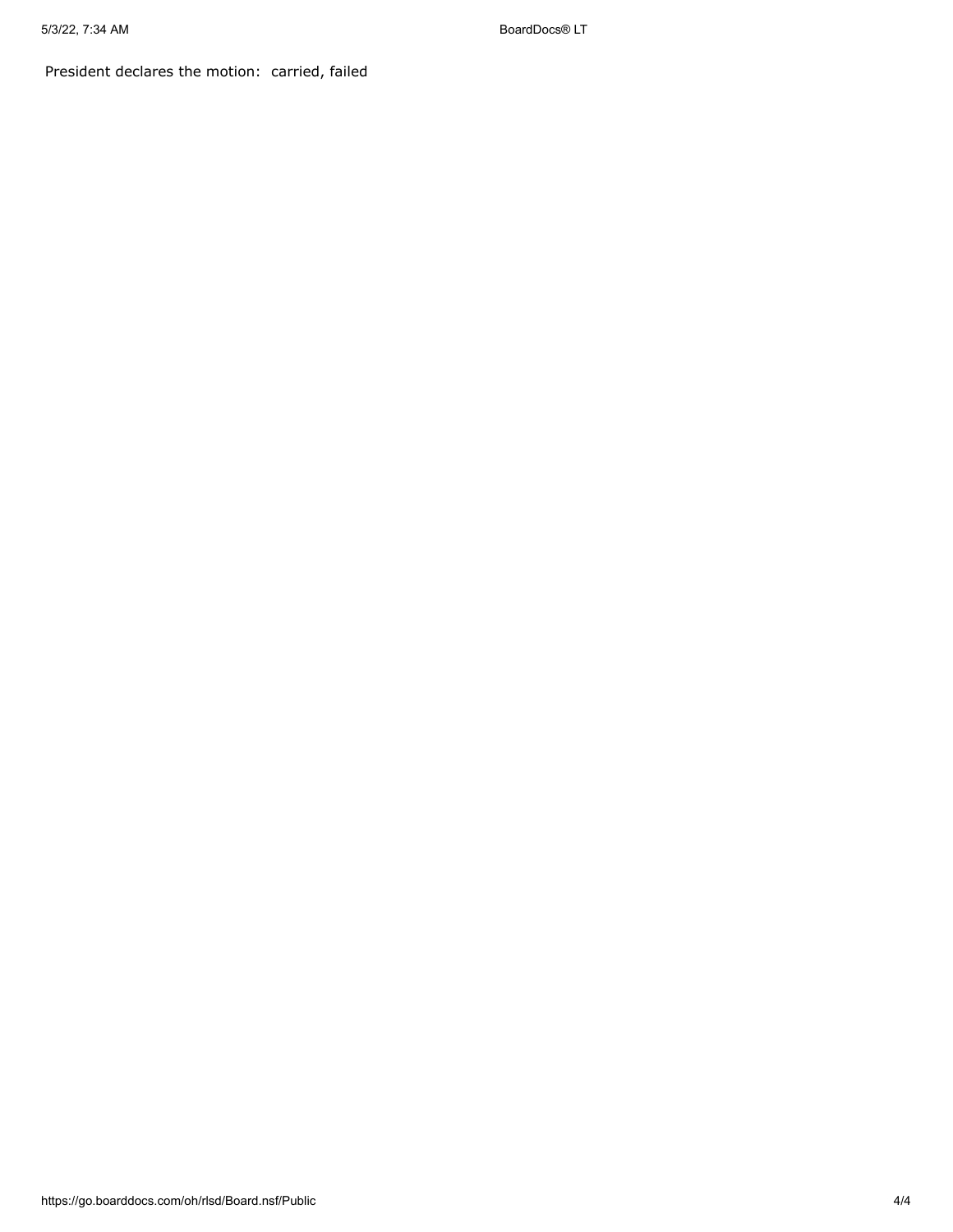President declares the motion: carried, failed